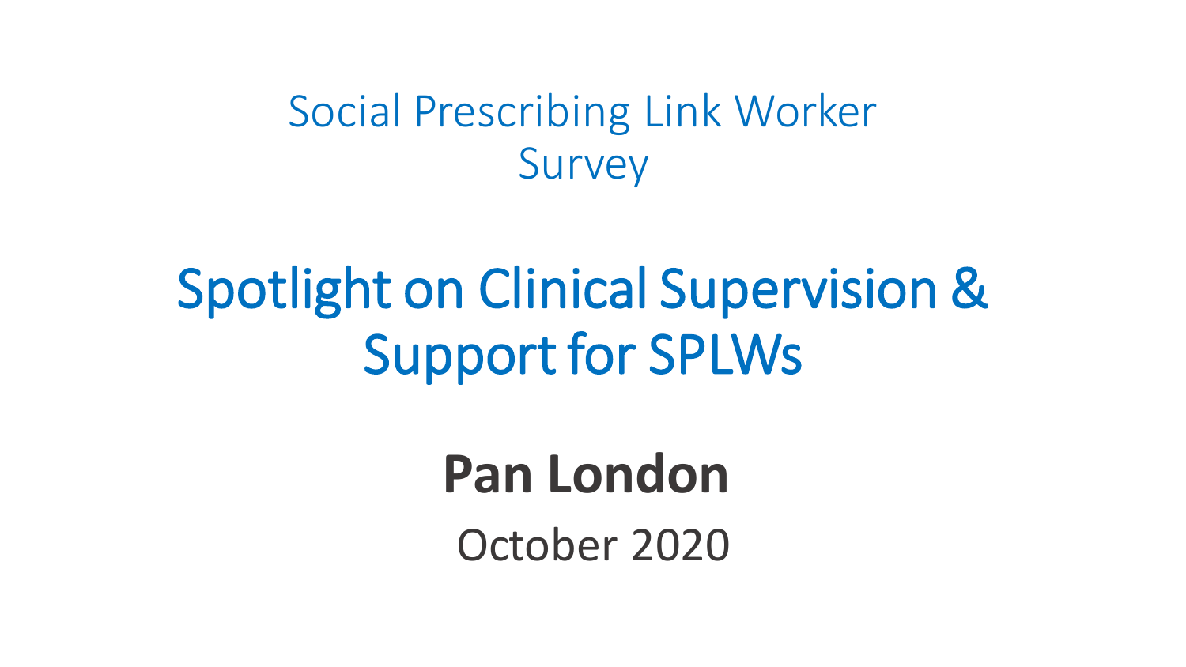Social Prescribing Link Worker Survey

# Spotlight on Clinical Supervision & Support for SPLWs

**Pan London**

October 2020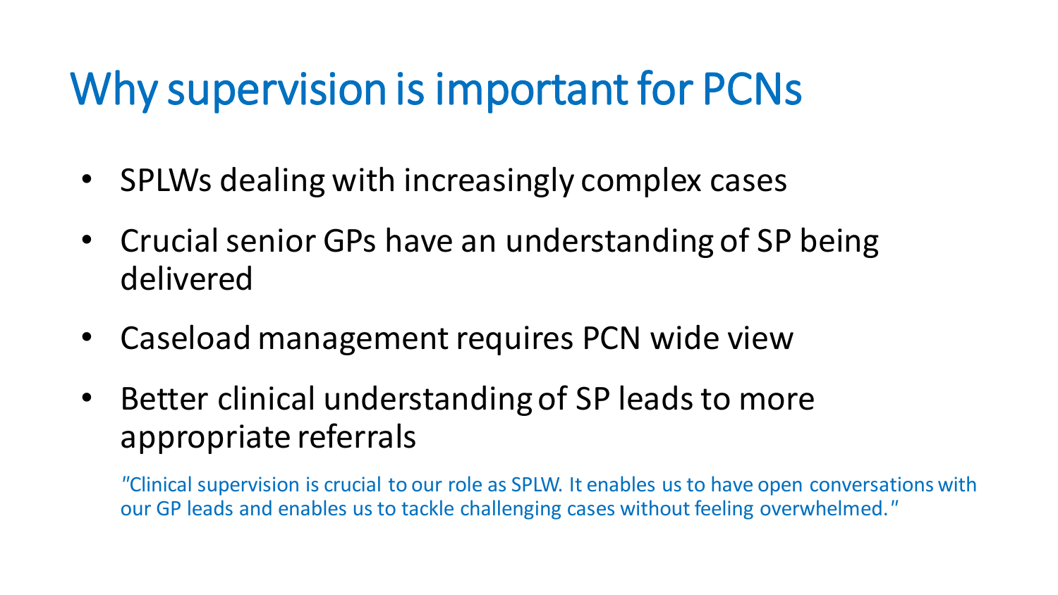# Why supervision is important for PCNs

- SPLWs dealing with increasingly complex cases
- Crucial senior GPs have an understanding of SP being delivered
- Caseload management requires PCN wide view
- Better clinical understanding of SP leads to more appropriate referrals

"Clinical supervision is crucial to our role as SPLW. It enables us to have open conversations with our GP leads and enables us to tackle challenging cases without feeling overwhelmed."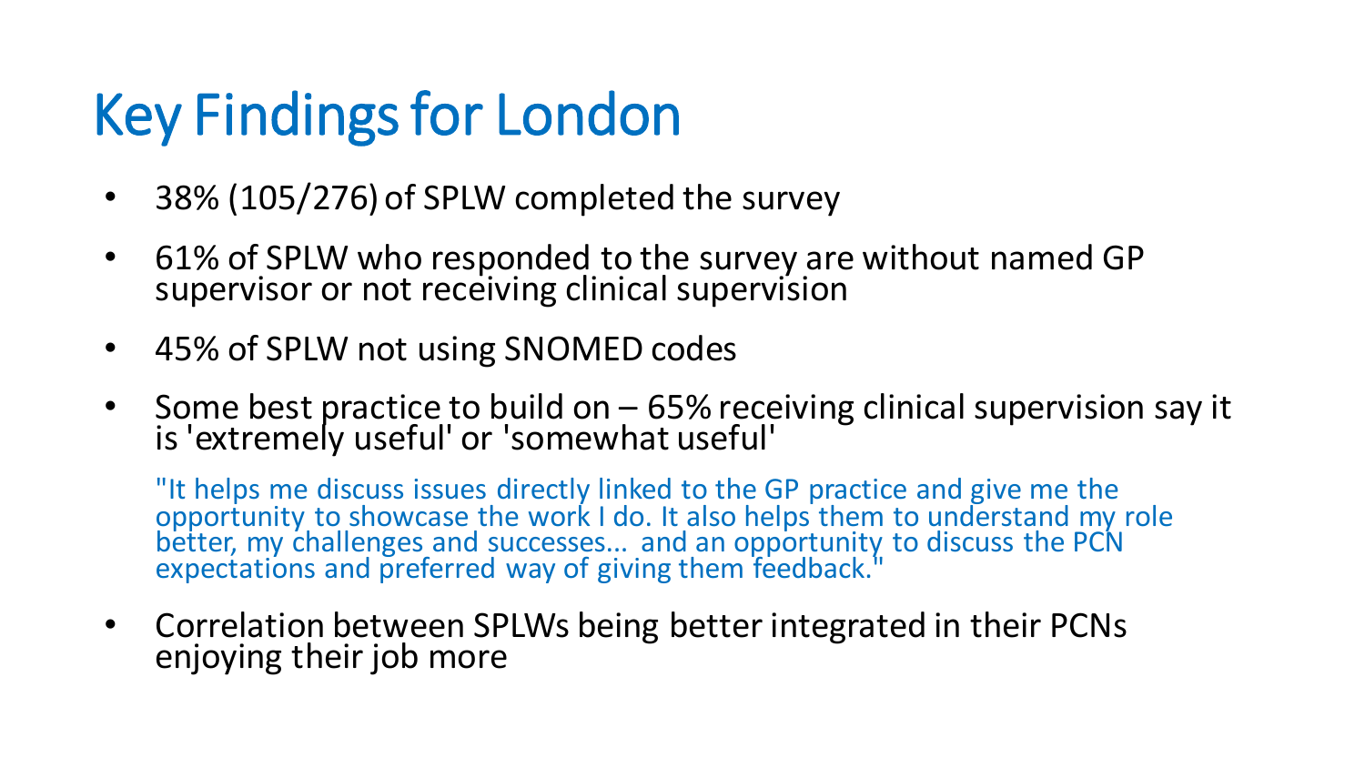# Key Findings for London

- 38% (105/276) of SPLW completed the survey
- 61% of SPLW who responded to the survey are without named GP supervisor or not receiving clinical supervision
- 45% of SPLW not using SNOMED codes
- Some best practice to build on – 65% receiving clinical supervision say it is 'extremely useful' or 'somewhat useful'

  "It helps me discuss issues directly linked to the GP practice and give me the opportunity to showcase the work I do. It also helps them to understand my role better, my challenges and successes... and an opportunity to discuss the PCN expectations and preferred way of giving them feedback."

- Correlation between SPLWs being better integrated in their PCNs enjoying their job more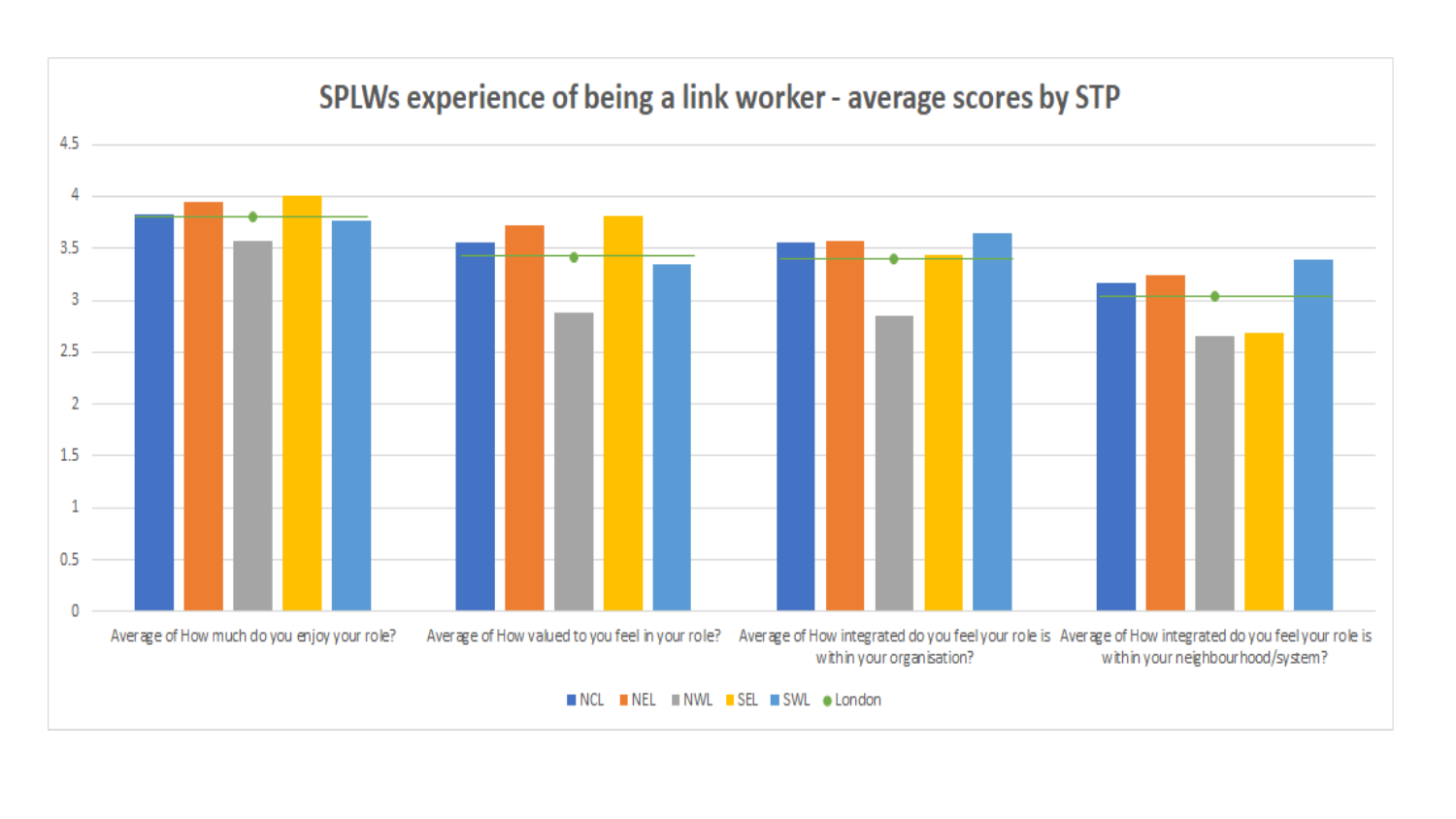## SPLWs experience of being a link worker - average scores by STP

| | NCL | NEL | NWL | SEL | SWL | London |
|---|---|---|---|---|---|---|
| Average of How much do you enjoy your role? | 3.82 | 3.94 | 3.56 | 4.0 | 3.76 | 3.8 |
| Average of How valued to you feel in your role? | 3.55 | 3.71 | 2.87 | 3.8 | 3.34 | 3.42 |
| Average of How integrated do you feel your role is within your organisation? | 3.55 | 3.56 | 2.85 | 3.43 | 3.64 | 3.4 |
| Average of How integrated do you feel your role is within your neighbourhood/system? | 3.16 | 3.23 | 2.65 | 2.68 | 3.39 | 3.04 |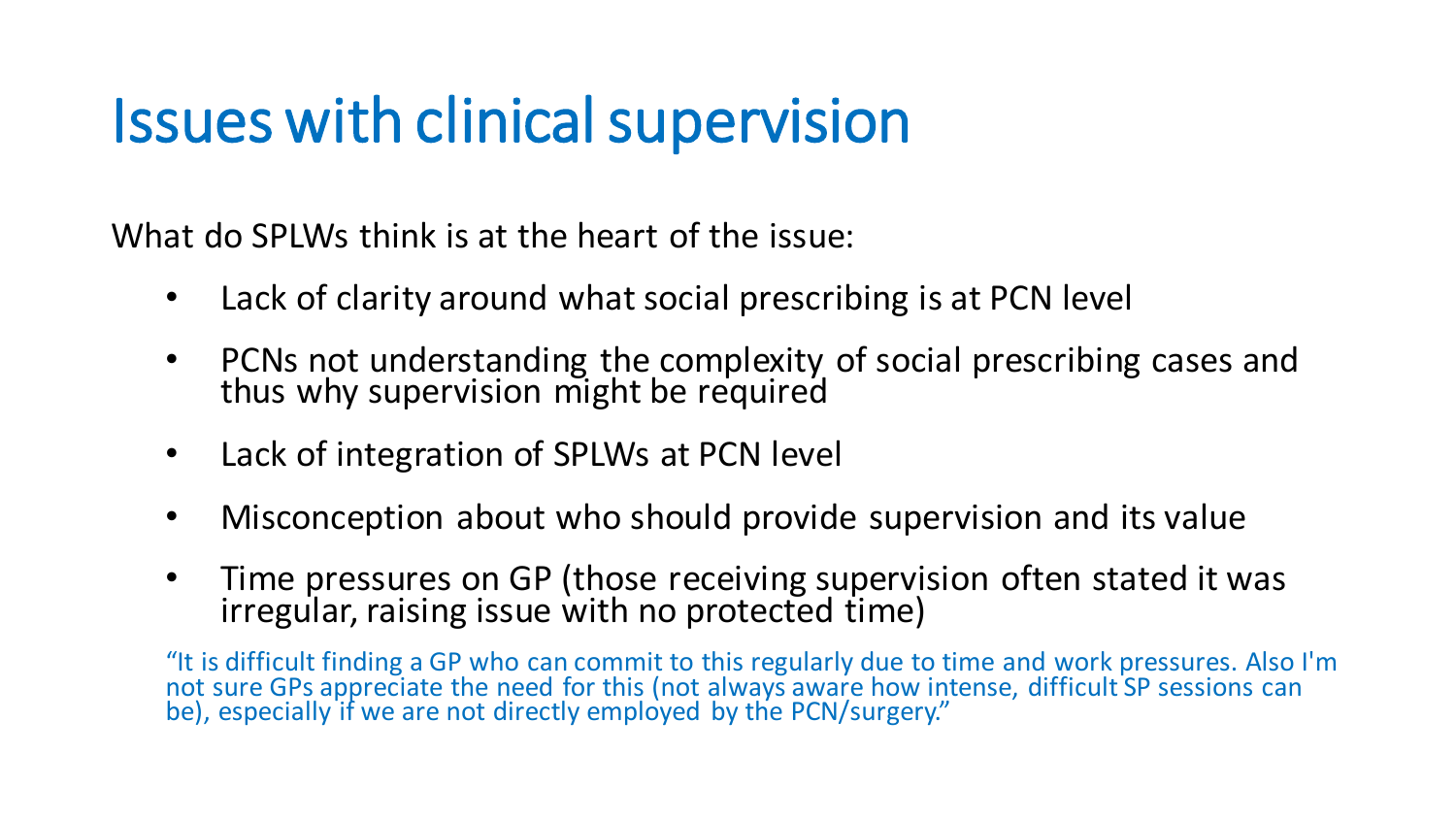# Issues with clinical supervision

What do SPLWs think is at the heart of the issue:

- Lack of clarity around what social prescribing is at PCN level
- PCNs not understanding the complexity of social prescribing cases and thus why supervision might be required
- Lack of integration of SPLWs at PCN level
- Misconception about who should provide supervision and its value
- Time pressures on GP (those receiving supervision often stated it was irregular, raising issue with no protected time)

"It is difficult finding a GP who can commit to this regularly due to time and work pressures. Also I'm not sure GPs appreciate the need for this (not always aware how intense, difficult SP sessions can be), especially if we are not directly employed by the PCN/surgery."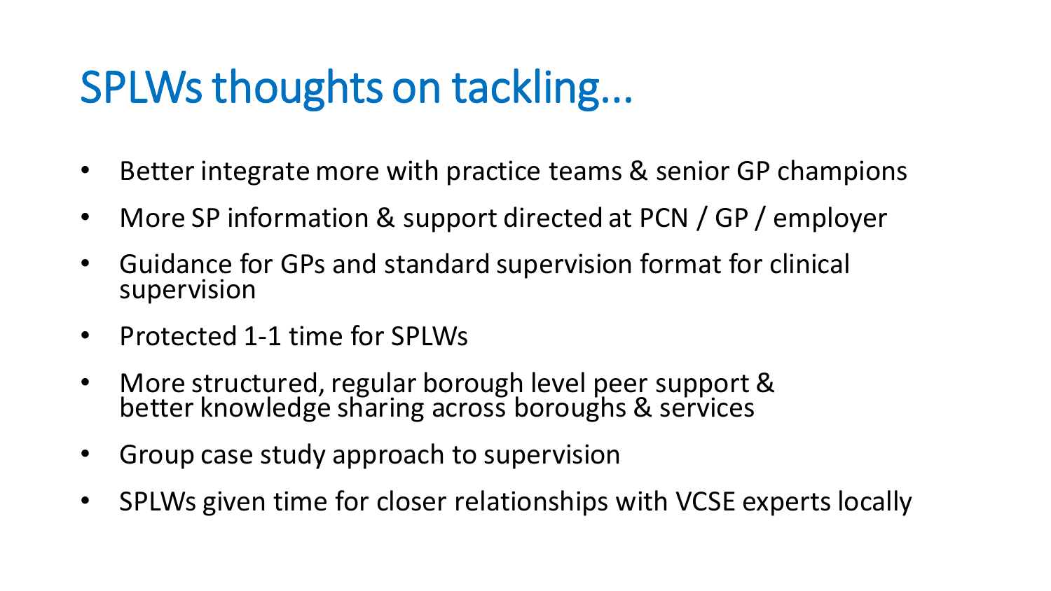# SPLWs thoughts on tackling…

- Better integrate more with practice teams & senior GP champions
- More SP information & support directed at PCN / GP / employer
- Guidance for GPs and standard supervision format for clinical supervision
- Protected 1-1 time for SPLWs
- More structured, regular borough level peer support & better knowledge sharing across boroughs & services
- Group case study approach to supervision
- SPLWs given time for closer relationships with VCSE experts locally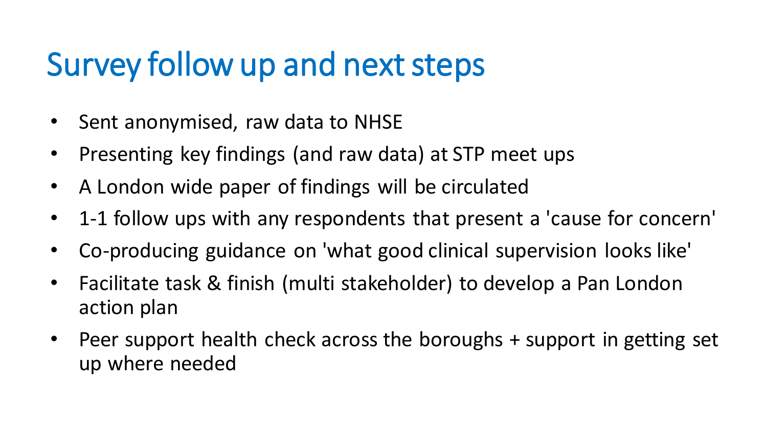# Survey follow up and next steps

- Sent anonymised, raw data to NHSE
- Presenting key findings (and raw data) at STP meet ups
- A London wide paper of findings will be circulated
- 1-1 follow ups with any respondents that present a 'cause for concern'
- Co-producing guidance on 'what good clinical supervision looks like'
- Facilitate task & finish (multi stakeholder) to develop a Pan London action plan
- Peer support health check across the boroughs + support in getting set up where needed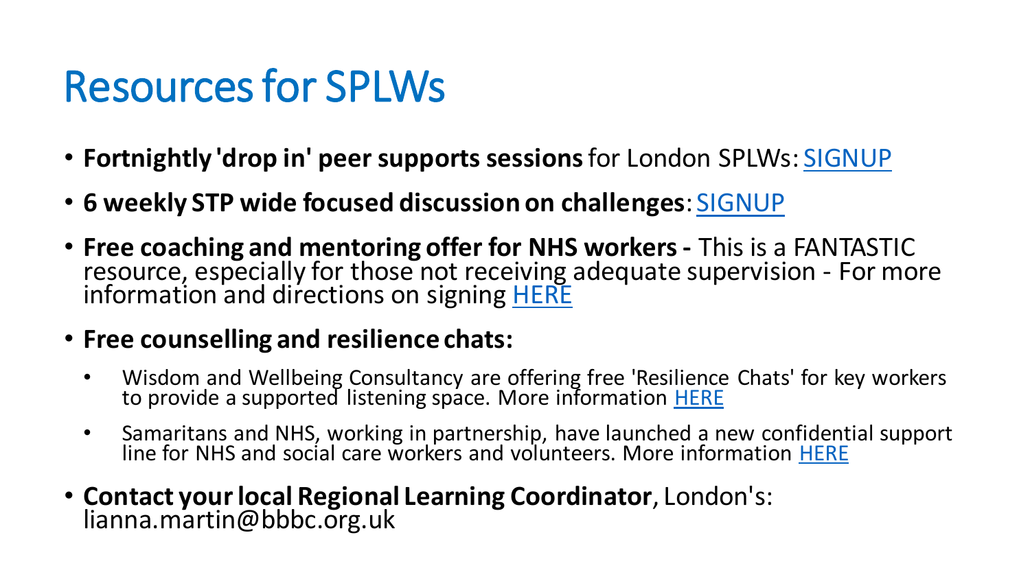# Resources for SPLWs

- **Fortnightly 'drop in' peer supports sessions** for London SPLWs: SIGNUP
- **6 weekly STP wide focused discussion on challenges**: SIGNUP
- **Free coaching and mentoring offer for NHS workers -** This is a FANTASTIC resource, especially for those not receiving adequate supervision - For more information and directions on signing HERE
- **Free counselling and resilience chats:**
  - Wisdom and Wellbeing Consultancy are offering free 'Resilience Chats' for key workers to provide a supported listening space. More information HERE
  - Samaritans and NHS, working in partnership, have launched a new confidential support line for NHS and social care workers and volunteers. More information HERE
- **Contact your local Regional Learning Coordinator**, London's: lianna.martin@bbbc.org.uk